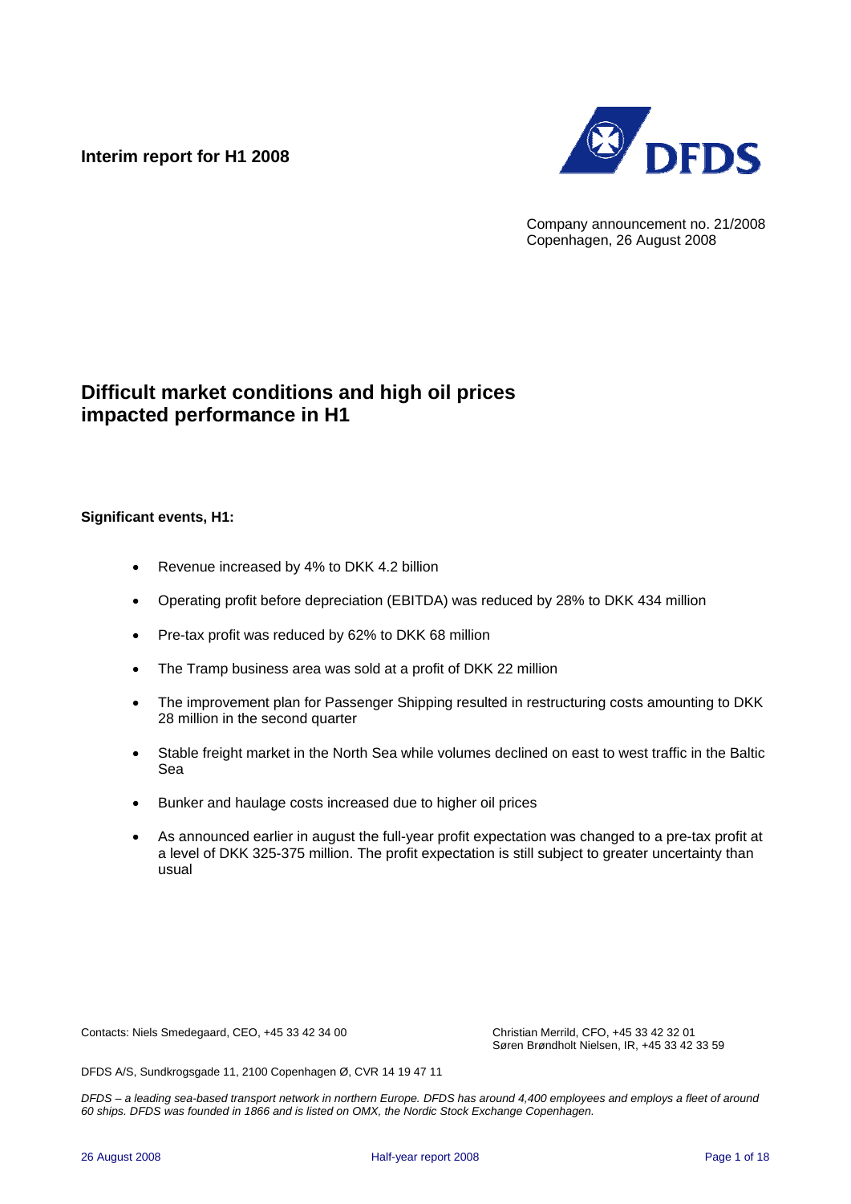**Interim report for H1 2008**

Company announcement no. 21/2008
Copenhagen, 26 August 2008

# Difficult market conditions and high oil prices impacted performance in H1

**Significant events, H1:**

- Revenue increased by 4% to DKK 4.2 billion
- Operating profit before depreciation (EBITDA) was reduced by 28% to DKK 434 million
- Pre-tax profit was reduced by 62% to DKK 68 million
- The Tramp business area was sold at a profit of DKK 22 million
- The improvement plan for Passenger Shipping resulted in restructuring costs amounting to DKK 28 million in the second quarter
- Stable freight market in the North Sea while volumes declined on east to west traffic in the Baltic Sea
- Bunker and haulage costs increased due to higher oil prices
- As announced earlier in august the full-year profit expectation was changed to a pre-tax profit at a level of DKK 325-375 million. The profit expectation is still subject to greater uncertainty than usual

Contacts: Niels Smedegaard, CEO, +45 33 42 34 00
Christian Merrild, CFO, +45 33 42 32 01
Søren Brøndholt Nielsen, IR, +45 33 42 33 59

DFDS A/S, Sundkrogsgade 11, 2100 Copenhagen Ø, CVR 14 19 47 11

*DFDS – a leading sea-based transport network in northern Europe. DFDS has around 4,400 employees and employs a fleet of around 60 ships. DFDS was founded in 1866 and is listed on OMX, the Nordic Stock Exchange Copenhagen.*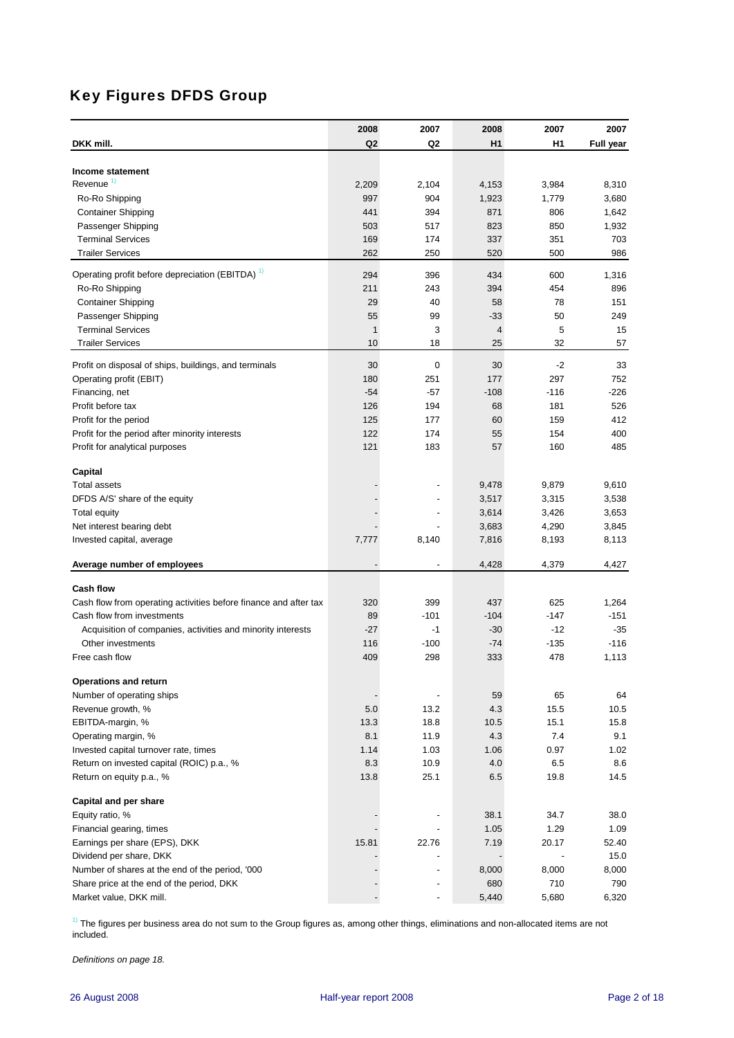# Key Figures DFDS Group

| DKK mill. | 2008 Q2 | 2007 Q2 | 2008 H1 | 2007 H1 | 2007 Full year |
|---|---|---|---|---|---|
| **Income statement** | | | | | |
| Revenue [1] | 2,209 | 2,104 | 4,153 | 3,984 | 8,310 |
| Ro-Ro Shipping | 997 | 904 | 1,923 | 1,779 | 3,680 |
| Container Shipping | 441 | 394 | 871 | 806 | 1,642 |
| Passenger Shipping | 503 | 517 | 823 | 850 | 1,932 |
| Terminal Services | 169 | 174 | 337 | 351 | 703 |
| Trailer Services | 262 | 250 | 520 | 500 | 986 |
| Operating profit before depreciation (EBITDA) [1] | 294 | 396 | 434 | 600 | 1,316 |
| Ro-Ro Shipping | 211 | 243 | 394 | 454 | 896 |
| Container Shipping | 29 | 40 | 58 | 78 | 151 |
| Passenger Shipping | 55 | 99 | -33 | 50 | 249 |
| Terminal Services | 1 | 3 | 4 | 5 | 15 |
| Trailer Services | 10 | 18 | 25 | 32 | 57 |
| Profit on disposal of ships, buildings, and terminals | 30 | 0 | 30 | -2 | 33 |
| Operating profit (EBIT) | 180 | 251 | 177 | 297 | 752 |
| Financing, net | -54 | -57 | -108 | -116 | -226 |
| Profit before tax | 126 | 194 | 68 | 181 | 526 |
| Profit for the period | 125 | 177 | 60 | 159 | 412 |
| Profit for the period after minority interests | 122 | 174 | 55 | 154 | 400 |
| Profit for analytical purposes | 121 | 183 | 57 | 160 | 485 |
| **Capital** | | | | | |
| Total assets | - | - | 9,478 | 9,879 | 9,610 |
| DFDS A/S' share of the equity | - | - | 3,517 | 3,315 | 3,538 |
| Total equity | - | - | 3,614 | 3,426 | 3,653 |
| Net interest bearing debt | - | - | 3,683 | 4,290 | 3,845 |
| Invested capital, average | 7,777 | 8,140 | 7,816 | 8,193 | 8,113 |
| **Average number of employees** | - | - | 4,428 | 4,379 | 4,427 |
| **Cash flow** | | | | | |
| Cash flow from operating activities before finance and after tax | 320 | 399 | 437 | 625 | 1,264 |
| Cash flow from investments | 89 | -101 | -104 | -147 | -151 |
| Acquisition of companies, activities and minority interests | -27 | -1 | -30 | -12 | -35 |
| Other investments | 116 | -100 | -74 | -135 | -116 |
| Free cash flow | 409 | 298 | 333 | 478 | 1,113 |
| **Operations and return** | | | | | |
| Number of operating ships | - | - | 59 | 65 | 64 |
| Revenue growth, % | 5.0 | 13.2 | 4.3 | 15.5 | 10.5 |
| EBITDA-margin, % | 13.3 | 18.8 | 10.5 | 15.1 | 15.8 |
| Operating margin, % | 8.1 | 11.9 | 4.3 | 7.4 | 9.1 |
| Invested capital turnover rate, times | 1.14 | 1.03 | 1.06 | 0.97 | 1.02 |
| Return on invested capital (ROIC) p.a., % | 8.3 | 10.9 | 4.0 | 6.5 | 8.6 |
| Return on equity p.a., % | 13.8 | 25.1 | 6.5 | 19.8 | 14.5 |
| **Capital and per share** | | | | | |
| Equity ratio, % | - | - | 38.1 | 34.7 | 38.0 |
| Financial gearing, times | - | - | 1.05 | 1.29 | 1.09 |
| Earnings per share (EPS), DKK | 15.81 | 22.76 | 7.19 | 20.17 | 52.40 |
| Dividend per share, DKK | - | - | - | - | 15.0 |
| Number of shares at the end of the period, '000 | - | - | 8,000 | 8,000 | 8,000 |
| Share price at the end of the period, DKK | - | - | 680 | 710 | 790 |
| Market value, DKK mill. | - | - | 5,440 | 5,680 | 6,320 |

[1] The figures per business area do not sum to the Group figures as, among other things, eliminations and non-allocated items are not included.

*Definitions on page 18.*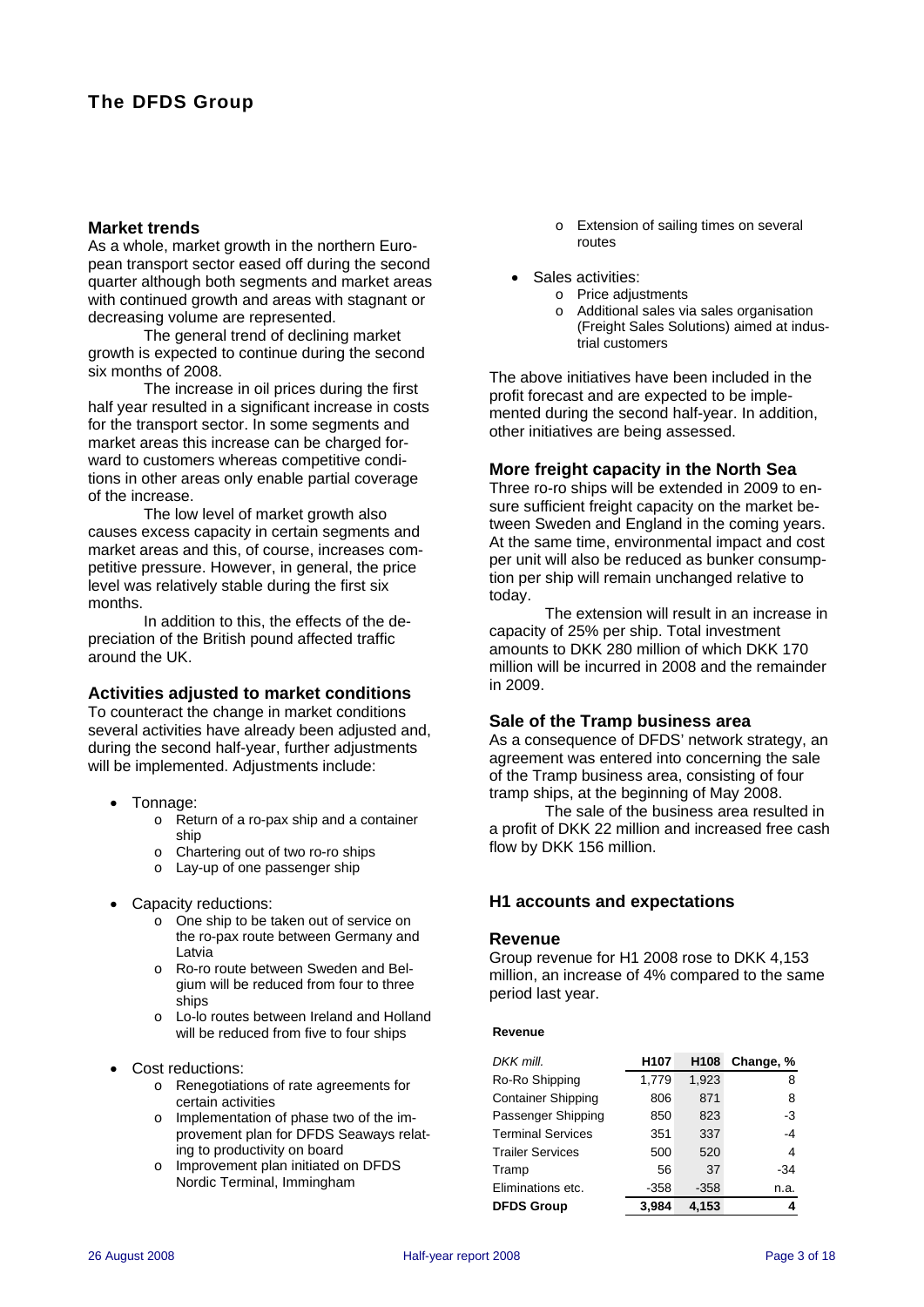# The DFDS Group

## Market trends

As a whole, market growth in the northern European transport sector eased off during the second quarter although both segments and market areas with continued growth and areas with stagnant or decreasing volume are represented.

The general trend of declining market growth is expected to continue during the second six months of 2008.

The increase in oil prices during the first half year resulted in a significant increase in costs for the transport sector. In some segments and market areas this increase can be charged forward to customers whereas competitive conditions in other areas only enable partial coverage of the increase.

The low level of market growth also causes excess capacity in certain segments and market areas and this, of course, increases competitive pressure. However, in general, the price level was relatively stable during the first six months.

In addition to this, the effects of the depreciation of the British pound affected traffic around the UK.

## Activities adjusted to market conditions

To counteract the change in market conditions several activities have already been adjusted and, during the second half-year, further adjustments will be implemented. Adjustments include:

- Tonnage:
  - Return of a ro-pax ship and a container ship
  - Chartering out of two ro-ro ships
  - Lay-up of one passenger ship
- Capacity reductions:
  - One ship to be taken out of service on the ro-pax route between Germany and Latvia
  - Ro-ro route between Sweden and Belgium will be reduced from four to three ships
  - Lo-lo routes between Ireland and Holland will be reduced from five to four ships
- Cost reductions:
  - Renegotiations of rate agreements for certain activities
  - Implementation of phase two of the improvement plan for DFDS Seaways relating to productivity on board
  - Improvement plan initiated on DFDS Nordic Terminal, Immingham
  - Extension of sailing times on several routes
- Sales activities:
  - Price adjustments
  - Additional sales via sales organisation (Freight Sales Solutions) aimed at industrial customers

The above initiatives have been included in the profit forecast and are expected to be implemented during the second half-year. In addition, other initiatives are being assessed.

## More freight capacity in the North Sea

Three ro-ro ships will be extended in 2009 to ensure sufficient freight capacity on the market between Sweden and England in the coming years. At the same time, environmental impact and cost per unit will also be reduced as bunker consumption per ship will remain unchanged relative to today.

The extension will result in an increase in capacity of 25% per ship. Total investment amounts to DKK 280 million of which DKK 170 million will be incurred in 2008 and the remainder in 2009.

## Sale of the Tramp business area

As a consequence of DFDS' network strategy, an agreement was entered into concerning the sale of the Tramp business area, consisting of four tramp ships, at the beginning of May 2008.

The sale of the business area resulted in a profit of DKK 22 million and increased free cash flow by DKK 156 million.

# H1 accounts and expectations

## Revenue

Group revenue for H1 2008 rose to DKK 4,153 million, an increase of 4% compared to the same period last year.

**Revenue**

| *DKK mill.* | H107 | H108 | Change, % |
|---|---|---|---|
| Ro-Ro Shipping | 1,779 | 1,923 | 8 |
| Container Shipping | 806 | 871 | 8 |
| Passenger Shipping | 850 | 823 | -3 |
| Terminal Services | 351 | 337 | -4 |
| Trailer Services | 500 | 520 | 4 |
| Tramp | 56 | 37 | -34 |
| Eliminations etc. | -358 | -358 | n.a. |
| **DFDS Group** | **3,984** | **4,153** | **4** |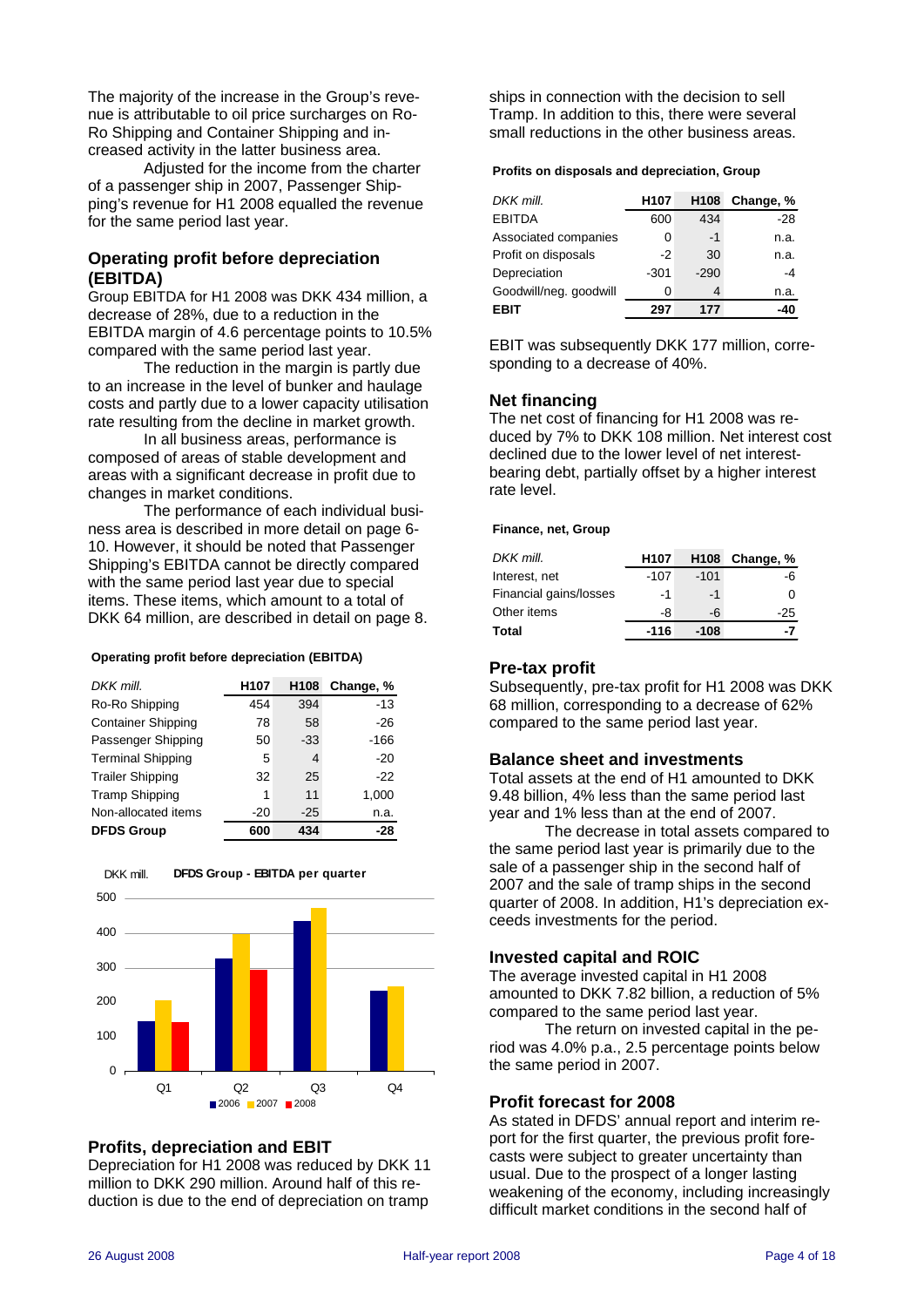The majority of the increase in the Group's revenue is attributable to oil price surcharges on Ro-Ro Shipping and Container Shipping and increased activity in the latter business area.

Adjusted for the income from the charter of a passenger ship in 2007, Passenger Shipping's revenue for H1 2008 equalled the revenue for the same period last year.

## Operating profit before depreciation (EBITDA)

Group EBITDA for H1 2008 was DKK 434 million, a decrease of 28%, due to a reduction in the EBITDA margin of 4.6 percentage points to 10.5% compared with the same period last year.

The reduction in the margin is partly due to an increase in the level of bunker and haulage costs and partly due to a lower capacity utilisation rate resulting from the decline in market growth.

In all business areas, performance is composed of areas of stable development and areas with a significant decrease in profit due to changes in market conditions.

The performance of each individual business area is described in more detail on page 6-10. However, it should be noted that Passenger Shipping's EBITDA cannot be directly compared with the same period last year due to special items. These items, which amount to a total of DKK 64 million, are described in detail on page 8.

**Operating profit before depreciation (EBITDA)**

| *DKK mill.* | H107 | H108 | Change, % |
|---|---|---|---|
| Ro-Ro Shipping | 454 | 394 | -13 |
| Container Shipping | 78 | 58 | -26 |
| Passenger Shipping | 50 | -33 | -166 |
| Terminal Shipping | 5 | 4 | -20 |
| Trailer Shipping | 32 | 25 | -22 |
| Tramp Shipping | 1 | 11 | 1,000 |
| Non-allocated items | -20 | -25 | n.a. |
| **DFDS Group** | **600** | **434** | **-28** |

**DFDS Group - EBITDA per quarter** (DKK mill.)

| | 2006 | 2007 | 2008 |
|---|---|---|---|
| Q1 | ~145 | ~205 | ~142 |
| Q2 | ~328 | ~400 | ~295 |
| Q3 | ~437 | ~475 | |
| Q4 | ~235 | ~248 | |

## Profits, depreciation and EBIT

Depreciation for H1 2008 was reduced by DKK 11 million to DKK 290 million. Around half of this reduction is due to the end of depreciation on tramp ships in connection with the decision to sell Tramp. In addition to this, there were several small reductions in the other business areas.

**Profits on disposals and depreciation, Group**

| *DKK mill.* | H107 | H108 | Change, % |
|---|---|---|---|
| EBITDA | 600 | 434 | -28 |
| Associated companies | 0 | -1 | n.a. |
| Profit on disposals | -2 | 30 | n.a. |
| Depreciation | -301 | -290 | -4 |
| Goodwill/neg. goodwill | 0 | 4 | n.a. |
| **EBIT** | **297** | **177** | **-40** |

EBIT was subsequently DKK 177 million, corresponding to a decrease of 40%.

## Net financing

The net cost of financing for H1 2008 was reduced by 7% to DKK 108 million. Net interest cost declined due to the lower level of net interest-bearing debt, partially offset by a higher interest rate level.

**Finance, net, Group**

| *DKK mill.* | H107 | H108 | Change, % |
|---|---|---|---|
| Interest, net | -107 | -101 | -6 |
| Financial gains/losses | -1 | -1 | 0 |
| Other items | -8 | -6 | -25 |
| **Total** | **-116** | **-108** | **-7** |

## Pre-tax profit

Subsequently, pre-tax profit for H1 2008 was DKK 68 million, corresponding to a decrease of 62% compared to the same period last year.

## Balance sheet and investments

Total assets at the end of H1 amounted to DKK 9.48 billion, 4% less than the same period last year and 1% less than at the end of 2007.

The decrease in total assets compared to the same period last year is primarily due to the sale of a passenger ship in the second half of 2007 and the sale of tramp ships in the second quarter of 2008. In addition, H1's depreciation exceeds investments for the period.

## Invested capital and ROIC

The average invested capital in H1 2008 amounted to DKK 7.82 billion, a reduction of 5% compared to the same period last year.

The return on invested capital in the period was 4.0% p.a., 2.5 percentage points below the same period in 2007.

## Profit forecast for 2008

As stated in DFDS' annual report and interim report for the first quarter, the previous profit forecasts were subject to greater uncertainty than usual. Due to the prospect of a longer lasting weakening of the economy, including increasingly difficult market conditions in the second half of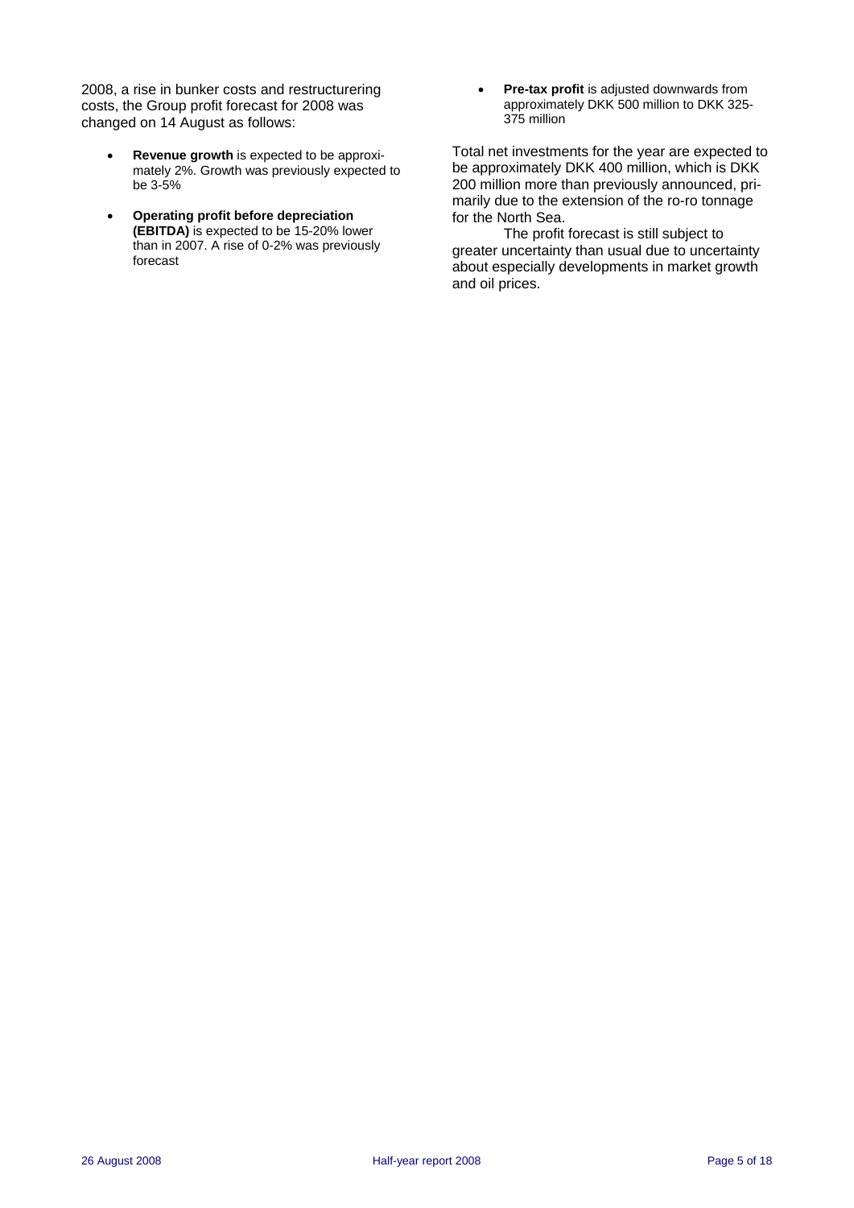2008, a rise in bunker costs and restructurering costs, the Group profit forecast for 2008 was changed on 14 August as follows:

- **Revenue growth** is expected to be approximately 2%. Growth was previously expected to be 3-5%
- **Operating profit before depreciation (EBITDA)** is expected to be 15-20% lower than in 2007. A rise of 0-2% was previously forecast
- **Pre-tax profit** is adjusted downwards from approximately DKK 500 million to DKK 325-375 million

Total net investments for the year are expected to be approximately DKK 400 million, which is DKK 200 million more than previously announced, primarily due to the extension of the ro-ro tonnage for the North Sea.

The profit forecast is still subject to greater uncertainty than usual due to uncertainty about especially developments in market growth and oil prices.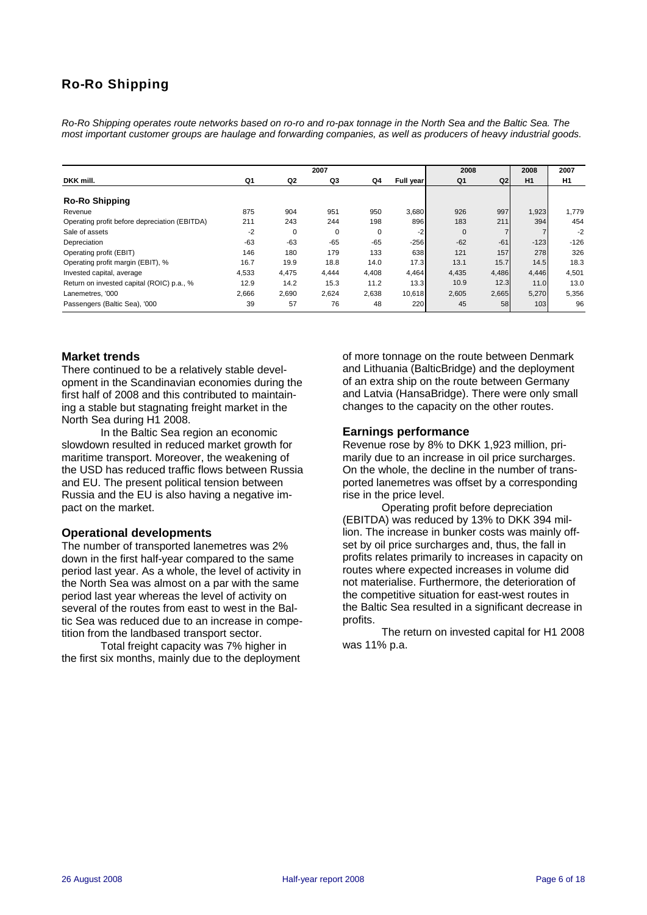## Ro-Ro Shipping

*Ro-Ro Shipping operates route networks based on ro-ro and ro-pax tonnage in the North Sea and the Baltic Sea. The most important customer groups are haulage and forwarding companies, as well as producers of heavy industrial goods.*

| | 2007 | | | | | 2008 | | 2008 | 2007 |
|---|---|---|---|---|---|---|---|---|---|
| DKK mill. | Q1 | Q2 | Q3 | Q4 | Full year | Q1 | Q2 | H1 | H1 |
| **Ro-Ro Shipping** | | | | | | | | | |
| Revenue | 875 | 904 | 951 | 950 | 3,680 | 926 | 997 | 1,923 | 1,779 |
| Operating profit before depreciation (EBITDA) | 211 | 243 | 244 | 198 | 896 | 183 | 211 | 394 | 454 |
| Sale of assets | -2 | 0 | 0 | 0 | -2 | 0 | 7 | 7 | -2 |
| Depreciation | -63 | -63 | -65 | -65 | -256 | -62 | -61 | -123 | -126 |
| Operating profit (EBIT) | 146 | 180 | 179 | 133 | 638 | 121 | 157 | 278 | 326 |
| Operating profit margin (EBIT), % | 16.7 | 19.9 | 18.8 | 14.0 | 17.3 | 13.1 | 15.7 | 14.5 | 18.3 |
| Invested capital, average | 4,533 | 4,475 | 4,444 | 4,408 | 4,464 | 4,435 | 4,486 | 4,446 | 4,501 |
| Return on invested capital (ROIC) p.a., % | 12.9 | 14.2 | 15.3 | 11.2 | 13.3 | 10.9 | 12.3 | 11.0 | 13.0 |
| Lanemetres, '000 | 2,666 | 2,690 | 2,624 | 2,638 | 10,618 | 2,605 | 2,665 | 5,270 | 5,356 |
| Passengers (Baltic Sea), '000 | 39 | 57 | 76 | 48 | 220 | 45 | 58 | 103 | 96 |

### Market trends

There continued to be a relatively stable development in the Scandinavian economies during the first half of 2008 and this contributed to maintaining a stable but stagnating freight market in the North Sea during H1 2008.

In the Baltic Sea region an economic slowdown resulted in reduced market growth for maritime transport. Moreover, the weakening of the USD has reduced traffic flows between Russia and EU. The present political tension between Russia and the EU is also having a negative impact on the market.

### Operational developments

The number of transported lanemetres was 2% down in the first half-year compared to the same period last year. As a whole, the level of activity in the North Sea was almost on a par with the same period last year whereas the level of activity on several of the routes from east to west in the Baltic Sea was reduced due to an increase in competition from the landbased transport sector.

Total freight capacity was 7% higher in the first six months, mainly due to the deployment of more tonnage on the route between Denmark and Lithuania (BalticBridge) and the deployment of an extra ship on the route between Germany and Latvia (HansaBridge). There were only small changes to the capacity on the other routes.

### Earnings performance

Revenue rose by 8% to DKK 1,923 million, primarily due to an increase in oil price surcharges. On the whole, the decline in the number of transported lanemetres was offset by a corresponding rise in the price level.

Operating profit before depreciation (EBITDA) was reduced by 13% to DKK 394 million. The increase in bunker costs was mainly offset by oil price surcharges and, thus, the fall in profits relates primarily to increases in capacity on routes where expected increases in volume did not materialise. Furthermore, the deterioration of the competitive situation for east-west routes in the Baltic Sea resulted in a significant decrease in profits.

The return on invested capital for H1 2008 was 11% p.a.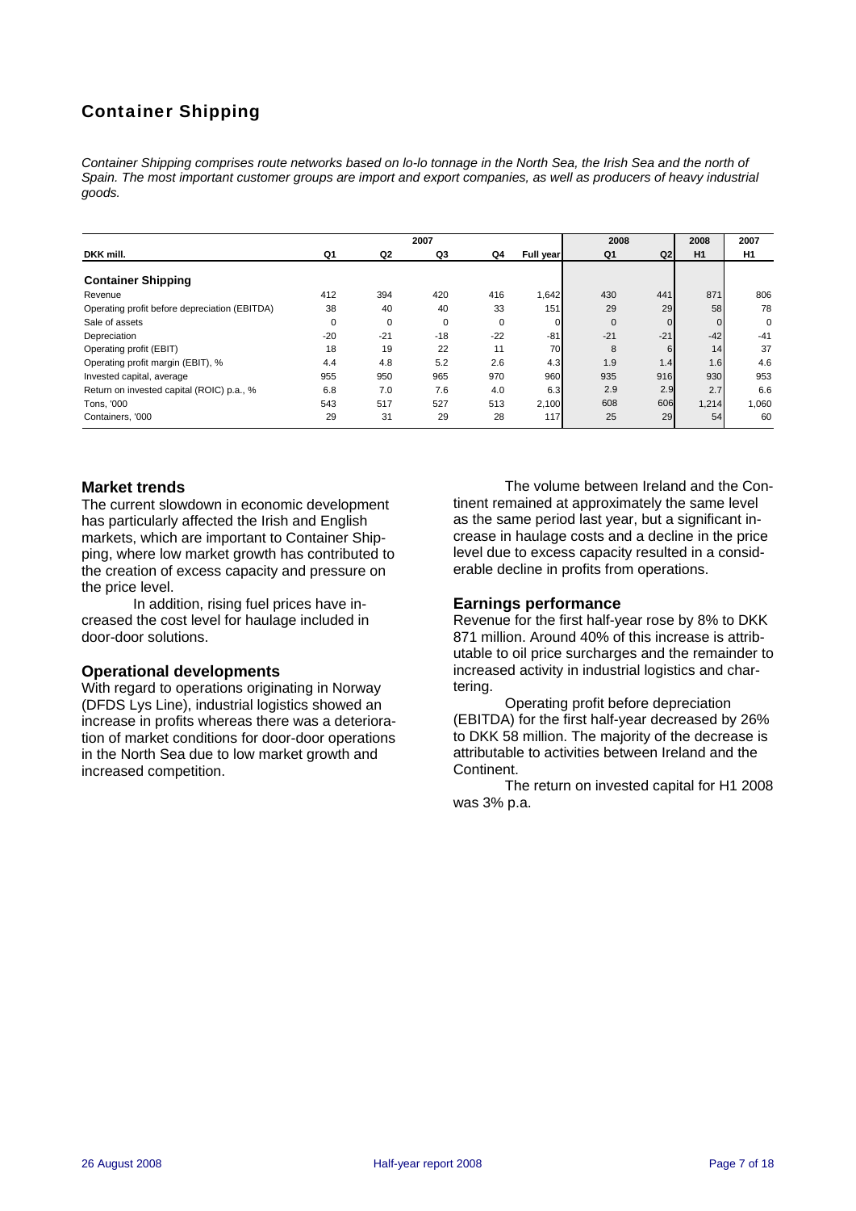## Container Shipping

*Container Shipping comprises route networks based on lo-lo tonnage in the North Sea, the Irish Sea and the north of Spain. The most important customer groups are import and export companies, as well as producers of heavy industrial goods.*

| DKK mill. | 2007 Q1 | 2007 Q2 | 2007 Q3 | 2007 Q4 | 2007 Full year | 2008 Q1 | 2008 Q2 | 2008 H1 | 2007 H1 |
|---|---|---|---|---|---|---|---|---|---|
| **Container Shipping** | | | | | | | | | |
| Revenue | 412 | 394 | 420 | 416 | 1,642 | 430 | 441 | 871 | 806 |
| Operating profit before depreciation (EBITDA) | 38 | 40 | 40 | 33 | 151 | 29 | 29 | 58 | 78 |
| Sale of assets | 0 | 0 | 0 | 0 | 0 | 0 | 0 | 0 | 0 |
| Depreciation | -20 | -21 | -18 | -22 | -81 | -21 | -21 | -42 | -41 |
| Operating profit (EBIT) | 18 | 19 | 22 | 11 | 70 | 8 | 6 | 14 | 37 |
| Operating profit margin (EBIT), % | 4.4 | 4.8 | 5.2 | 2.6 | 4.3 | 1.9 | 1.4 | 1.6 | 4.6 |
| Invested capital, average | 955 | 950 | 965 | 970 | 960 | 935 | 916 | 930 | 953 |
| Return on invested capital (ROIC) p.a., % | 6.8 | 7.0 | 7.6 | 4.0 | 6.3 | 2.9 | 2.9 | 2.7 | 6.6 |
| Tons, '000 | 543 | 517 | 527 | 513 | 2,100 | 608 | 606 | 1,214 | 1,060 |
| Containers, '000 | 29 | 31 | 29 | 28 | 117 | 25 | 29 | 54 | 60 |

### Market trends

The current slowdown in economic development has particularly affected the Irish and English markets, which are important to Container Shipping, where low market growth has contributed to the creation of excess capacity and pressure on the price level.

In addition, rising fuel prices have increased the cost level for haulage included in door-door solutions.

### Operational developments

With regard to operations originating in Norway (DFDS Lys Line), industrial logistics showed an increase in profits whereas there was a deterioration of market conditions for door-door operations in the North Sea due to low market growth and increased competition.

The volume between Ireland and the Continent remained at approximately the same level as the same period last year, but a significant increase in haulage costs and a decline in the price level due to excess capacity resulted in a considerable decline in profits from operations.

### Earnings performance

Revenue for the first half-year rose by 8% to DKK 871 million. Around 40% of this increase is attributable to oil price surcharges and the remainder to increased activity in industrial logistics and chartering.

Operating profit before depreciation (EBITDA) for the first half-year decreased by 26% to DKK 58 million. The majority of the decrease is attributable to activities between Ireland and the Continent.

The return on invested capital for H1 2008 was 3% p.a.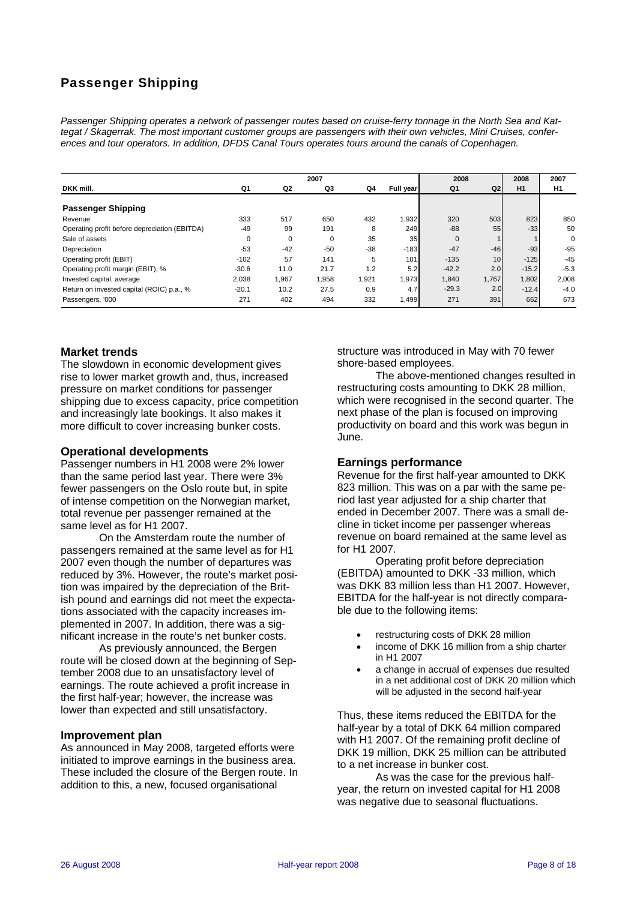# Passenger Shipping

*Passenger Shipping operates a network of passenger routes based on cruise-ferry tonnage in the North Sea and Kattegat / Skagerrak. The most important customer groups are passengers with their own vehicles, Mini Cruises, conferences and tour operators. In addition, DFDS Canal Tours operates tours around the canals of Copenhagen.*

| | 2007 | | | | | 2008 | | 2008 | 2007 |
|---|---|---|---|---|---|---|---|---|---|
| DKK mill. | Q1 | Q2 | Q3 | Q4 | Full year | Q1 | Q2 | H1 | H1 |
| **Passenger Shipping** | | | | | | | | | |
| Revenue | 333 | 517 | 650 | 432 | 1,932 | 320 | 503 | 823 | 850 |
| Operating profit before depreciation (EBITDA) | -49 | 99 | 191 | 8 | 249 | -88 | 55 | -33 | 50 |
| Sale of assets | 0 | 0 | 0 | 35 | 35 | 0 | 1 | 1 | 0 |
| Depreciation | -53 | -42 | -50 | -38 | -183 | -47 | -46 | -93 | -95 |
| Operating profit (EBIT) | -102 | 57 | 141 | 5 | 101 | -135 | 10 | -125 | -45 |
| Operating profit margin (EBIT), % | -30.6 | 11.0 | 21.7 | 1.2 | 5.2 | -42.2 | 2.0 | -15.2 | -5.3 |
| Invested capital, average | 2,038 | 1,967 | 1,958 | 1,921 | 1,973 | 1,840 | 1,767 | 1,802 | 2,008 |
| Return on invested capital (ROIC) p.a., % | -20.1 | 10.2 | 27.5 | 0.9 | 4.7 | -29.3 | 2.0 | -12.4 | -4.0 |
| Passengers, '000 | 271 | 402 | 494 | 332 | 1,499 | 271 | 391 | 662 | 673 |

## Market trends

The slowdown in economic development gives rise to lower market growth and, thus, increased pressure on market conditions for passenger shipping due to excess capacity, price competition and increasingly late bookings. It also makes it more difficult to cover increasing bunker costs.

## Operational developments

Passenger numbers in H1 2008 were 2% lower than the same period last year. There were 3% fewer passengers on the Oslo route but, in spite of intense competition on the Norwegian market, total revenue per passenger remained at the same level as for H1 2007.

On the Amsterdam route the number of passengers remained at the same level as for H1 2007 even though the number of departures was reduced by 3%. However, the route's market position was impaired by the depreciation of the British pound and earnings did not meet the expectations associated with the capacity increases implemented in 2007. In addition, there was a significant increase in the route's net bunker costs.

As previously announced, the Bergen route will be closed down at the beginning of September 2008 due to an unsatisfactory level of earnings. The route achieved a profit increase in the first half-year; however, the increase was lower than expected and still unsatisfactory.

## Improvement plan

As announced in May 2008, targeted efforts were initiated to improve earnings in the business area. These included the closure of the Bergen route. In addition to this, a new, focused organisational structure was introduced in May with 70 fewer shore-based employees.

The above-mentioned changes resulted in restructuring costs amounting to DKK 28 million, which were recognised in the second quarter. The next phase of the plan is focused on improving productivity on board and this work was begun in June.

## Earnings performance

Revenue for the first half-year amounted to DKK 823 million. This was on a par with the same period last year adjusted for a ship charter that ended in December 2007. There was a small decline in ticket income per passenger whereas revenue on board remained at the same level as for H1 2007.

Operating profit before depreciation (EBITDA) amounted to DKK -33 million, which was DKK 83 million less than H1 2007. However, EBITDA for the half-year is not directly comparable due to the following items:

- restructuring costs of DKK 28 million
- income of DKK 16 million from a ship charter in H1 2007
- a change in accrual of expenses due resulted in a net additional cost of DKK 20 million which will be adjusted in the second half-year

Thus, these items reduced the EBITDA for the half-year by a total of DKK 64 million compared with H1 2007. Of the remaining profit decline of DKK 19 million, DKK 25 million can be attributed to a net increase in bunker cost.

As was the case for the previous half-year, the return on invested capital for H1 2008 was negative due to seasonal fluctuations.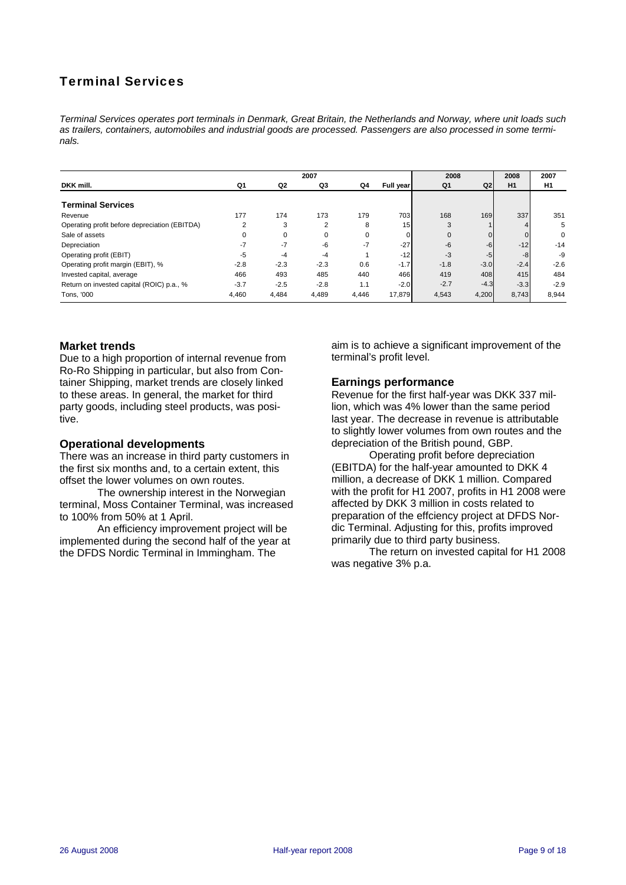## Terminal Services

*Terminal Services operates port terminals in Denmark, Great Britain, the Netherlands and Norway, where unit loads such as trailers, containers, automobiles and industrial goods are processed. Passengers are also processed in some terminals.*

| | 2007 | | | | | 2008 | | 2008 | 2007 |
|---|---|---|---|---|---|---|---|---|---|
| DKK mill. | Q1 | Q2 | Q3 | Q4 | Full year | Q1 | Q2 | H1 | H1 |
| **Terminal Services** | | | | | | | | | |
| Revenue | 177 | 174 | 173 | 179 | 703 | 168 | 169 | 337 | 351 |
| Operating profit before depreciation (EBITDA) | 2 | 3 | 2 | 8 | 15 | 3 | 1 | 4 | 5 |
| Sale of assets | 0 | 0 | 0 | 0 | 0 | 0 | 0 | 0 | 0 |
| Depreciation | -7 | -7 | -6 | -7 | -27 | -6 | -6 | -12 | -14 |
| Operating profit (EBIT) | -5 | -4 | -4 | 1 | -12 | -3 | -5 | -8 | -9 |
| Operating profit margin (EBIT), % | -2.8 | -2.3 | -2.3 | 0.6 | -1.7 | -1.8 | -3.0 | -2.4 | -2.6 |
| Invested capital, average | 466 | 493 | 485 | 440 | 466 | 419 | 408 | 415 | 484 |
| Return on invested capital (ROIC) p.a., % | -3.7 | -2.5 | -2.8 | 1.1 | -2.0 | -2.7 | -4.3 | -3.3 | -2.9 |
| Tons, '000 | 4,460 | 4,484 | 4,489 | 4,446 | 17,879 | 4,543 | 4,200 | 8,743 | 8,944 |

### Market trends

Due to a high proportion of internal revenue from Ro-Ro Shipping in particular, but also from Container Shipping, market trends are closely linked to these areas. In general, the market for third party goods, including steel products, was positive.

### Operational developments

There was an increase in third party customers in the first six months and, to a certain extent, this offset the lower volumes on own routes.

The ownership interest in the Norwegian terminal, Moss Container Terminal, was increased to 100% from 50% at 1 April.

An efficiency improvement project will be implemented during the second half of the year at the DFDS Nordic Terminal in Immingham. The aim is to achieve a significant improvement of the terminal's profit level.

### Earnings performance

Revenue for the first half-year was DKK 337 million, which was 4% lower than the same period last year. The decrease in revenue is attributable to slightly lower volumes from own routes and the depreciation of the British pound, GBP.

Operating profit before depreciation (EBITDA) for the half-year amounted to DKK 4 million, a decrease of DKK 1 million. Compared with the profit for H1 2007, profits in H1 2008 were affected by DKK 3 million in costs related to preparation of the effciency project at DFDS Nordic Terminal. Adjusting for this, profits improved primarily due to third party business.

The return on invested capital for H1 2008 was negative 3% p.a.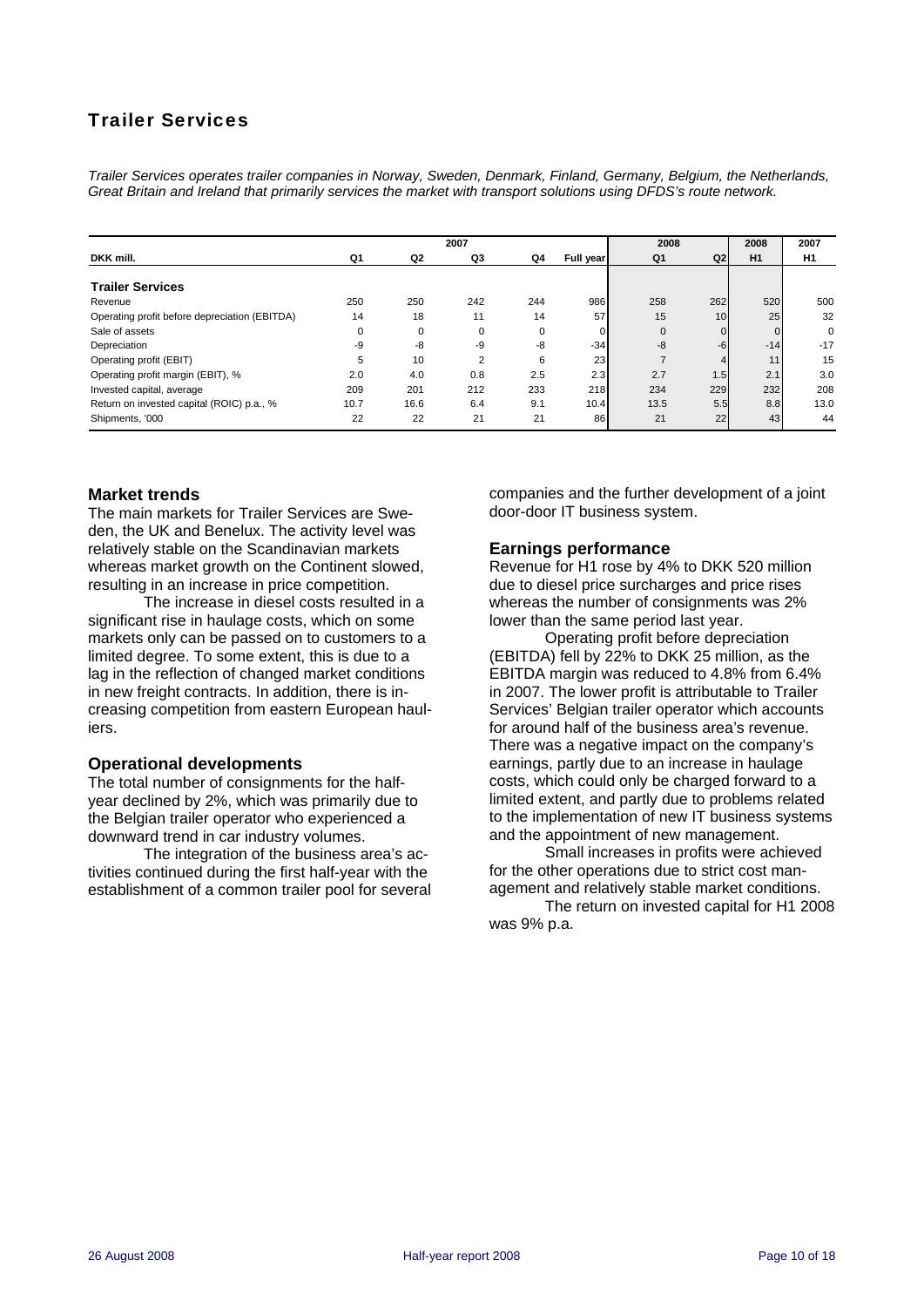# Trailer Services

*Trailer Services operates trailer companies in Norway, Sweden, Denmark, Finland, Germany, Belgium, the Netherlands, Great Britain and Ireland that primarily services the market with transport solutions using DFDS's route network.*

| | 2007 | | | | | 2008 | | 2008 | 2007 |
|---|---|---|---|---|---|---|---|---|---|
| DKK mill. | Q1 | Q2 | Q3 | Q4 | Full year | Q1 | Q2 | H1 | H1 |
| **Trailer Services** | | | | | | | | | |
| Revenue | 250 | 250 | 242 | 244 | 986 | 258 | 262 | 520 | 500 |
| Operating profit before depreciation (EBITDA) | 14 | 18 | 11 | 14 | 57 | 15 | 10 | 25 | 32 |
| Sale of assets | 0 | 0 | 0 | 0 | 0 | 0 | 0 | 0 | 0 |
| Depreciation | -9 | -8 | -9 | -8 | -34 | -8 | -6 | -14 | -17 |
| Operating profit (EBIT) | 5 | 10 | 2 | 6 | 23 | 7 | 4 | 11 | 15 |
| Operating profit margin (EBIT), % | 2.0 | 4.0 | 0.8 | 2.5 | 2.3 | 2.7 | 1.5 | 2.1 | 3.0 |
| Invested capital, average | 209 | 201 | 212 | 233 | 218 | 234 | 229 | 232 | 208 |
| Return on invested capital (ROIC) p.a., % | 10.7 | 16.6 | 6.4 | 9.1 | 10.4 | 13.5 | 5.5 | 8.8 | 13.0 |
| Shipments, '000 | 22 | 22 | 21 | 21 | 86 | 21 | 22 | 43 | 44 |

## Market trends

The main markets for Trailer Services are Sweden, the UK and Benelux. The activity level was relatively stable on the Scandinavian markets whereas market growth on the Continent slowed, resulting in an increase in price competition.

The increase in diesel costs resulted in a significant rise in haulage costs, which on some markets only can be passed on to customers to a limited degree. To some extent, this is due to a lag in the reflection of changed market conditions in new freight contracts. In addition, there is increasing competition from eastern European hauliers.

## Operational developments

The total number of consignments for the half-year declined by 2%, which was primarily due to the Belgian trailer operator who experienced a downward trend in car industry volumes.

The integration of the business area's activities continued during the first half-year with the establishment of a common trailer pool for several companies and the further development of a joint door-door IT business system.

## Earnings performance

Revenue for H1 rose by 4% to DKK 520 million due to diesel price surcharges and price rises whereas the number of consignments was 2% lower than the same period last year.

Operating profit before depreciation (EBITDA) fell by 22% to DKK 25 million, as the EBITDA margin was reduced to 4.8% from 6.4% in 2007. The lower profit is attributable to Trailer Services' Belgian trailer operator which accounts for around half of the business area's revenue. There was a negative impact on the company's earnings, partly due to an increase in haulage costs, which could only be charged forward to a limited extent, and partly due to problems related to the implementation of new IT business systems and the appointment of new management.

Small increases in profits were achieved for the other operations due to strict cost management and relatively stable market conditions.

The return on invested capital for H1 2008 was 9% p.a.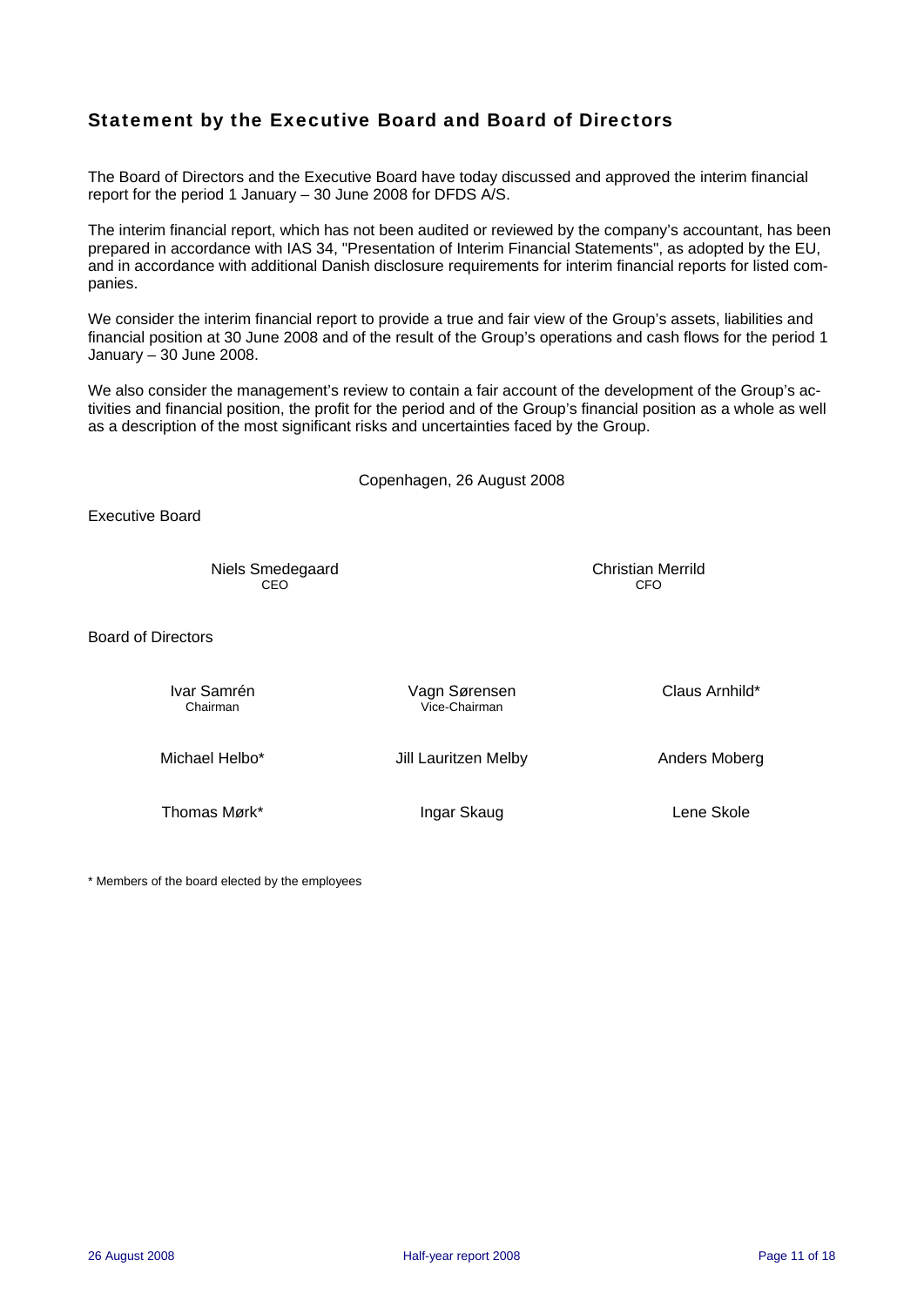## Statement by the Executive Board and Board of Directors

The Board of Directors and the Executive Board have today discussed and approved the interim financial report for the period 1 January – 30 June 2008 for DFDS A/S.

The interim financial report, which has not been audited or reviewed by the company's accountant, has been prepared in accordance with IAS 34, "Presentation of Interim Financial Statements", as adopted by the EU, and in accordance with additional Danish disclosure requirements for interim financial reports for listed companies.

We consider the interim financial report to provide a true and fair view of the Group's assets, liabilities and financial position at 30 June 2008 and of the result of the Group's operations and cash flows for the period 1 January – 30 June 2008.

We also consider the management's review to contain a fair account of the development of the Group's activities and financial position, the profit for the period and of the Group's financial position as a whole as well as a description of the most significant risks and uncertainties faced by the Group.

Copenhagen, 26 August 2008

Executive Board

Niels Smedegaard
CEO

Christian Merrild
CFO

Board of Directors

Ivar Samrén
Chairman

Vagn Sørensen
Vice-Chairman

Claus Arnhild*

Michael Helbo*

Jill Lauritzen Melby

Anders Moberg

Thomas Mørk*

Ingar Skaug

Lene Skole

* Members of the board elected by the employees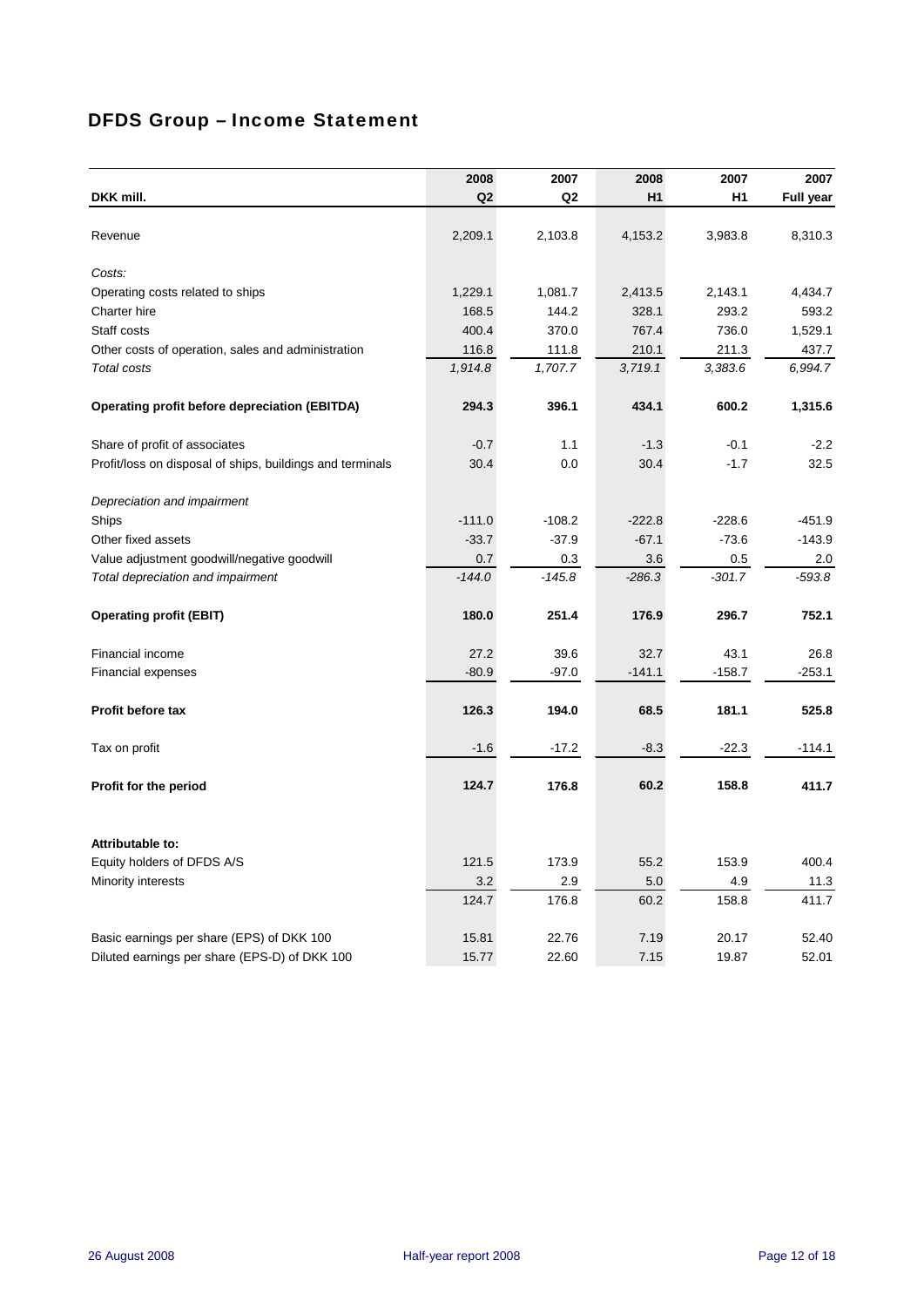# DFDS Group – Income Statement

| DKK mill. | 2008 Q2 | 2007 Q2 | 2008 H1 | 2007 H1 | 2007 Full year |
|---|---|---|---|---|---|
| Revenue | 2,209.1 | 2,103.8 | 4,153.2 | 3,983.8 | 8,310.3 |
| *Costs:* | | | | | |
| Operating costs related to ships | 1,229.1 | 1,081.7 | 2,413.5 | 2,143.1 | 4,434.7 |
| Charter hire | 168.5 | 144.2 | 328.1 | 293.2 | 593.2 |
| Staff costs | 400.4 | 370.0 | 767.4 | 736.0 | 1,529.1 |
| Other costs of operation, sales and administration | 116.8 | 111.8 | 210.1 | 211.3 | 437.7 |
| *Total costs* | *1,914.8* | *1,707.7* | *3,719.1* | *3,383.6* | *6,994.7* |
| **Operating profit before depreciation (EBITDA)** | **294.3** | **396.1** | **434.1** | **600.2** | **1,315.6** |
| Share of profit of associates | -0.7 | 1.1 | -1.3 | -0.1 | -2.2 |
| Profit/loss on disposal of ships, buildings and terminals | 30.4 | 0.0 | 30.4 | -1.7 | 32.5 |
| *Depreciation and impairment* | | | | | |
| Ships | -111.0 | -108.2 | -222.8 | -228.6 | -451.9 |
| Other fixed assets | -33.7 | -37.9 | -67.1 | -73.6 | -143.9 |
| Value adjustment goodwill/negative goodwill | 0.7 | 0.3 | 3.6 | 0.5 | 2.0 |
| *Total depreciation and impairment* | *-144.0* | *-145.8* | *-286.3* | *-301.7* | *-593.8* |
| **Operating profit (EBIT)** | **180.0** | **251.4** | **176.9** | **296.7** | **752.1** |
| Financial income | 27.2 | 39.6 | 32.7 | 43.1 | 26.8 |
| Financial expenses | -80.9 | -97.0 | -141.1 | -158.7 | -253.1 |
| **Profit before tax** | **126.3** | **194.0** | **68.5** | **181.1** | **525.8** |
| Tax on profit | -1.6 | -17.2 | -8.3 | -22.3 | -114.1 |
| **Profit for the period** | **124.7** | **176.8** | **60.2** | **158.8** | **411.7** |
| **Attributable to:** | | | | | |
| Equity holders of DFDS A/S | 121.5 | 173.9 | 55.2 | 153.9 | 400.4 |
| Minority interests | 3.2 | 2.9 | 5.0 | 4.9 | 11.3 |
| | 124.7 | 176.8 | 60.2 | 158.8 | 411.7 |
| Basic earnings per share (EPS) of DKK 100 | 15.81 | 22.76 | 7.19 | 20.17 | 52.40 |
| Diluted earnings per share (EPS-D) of DKK 100 | 15.77 | 22.60 | 7.15 | 19.87 | 52.01 |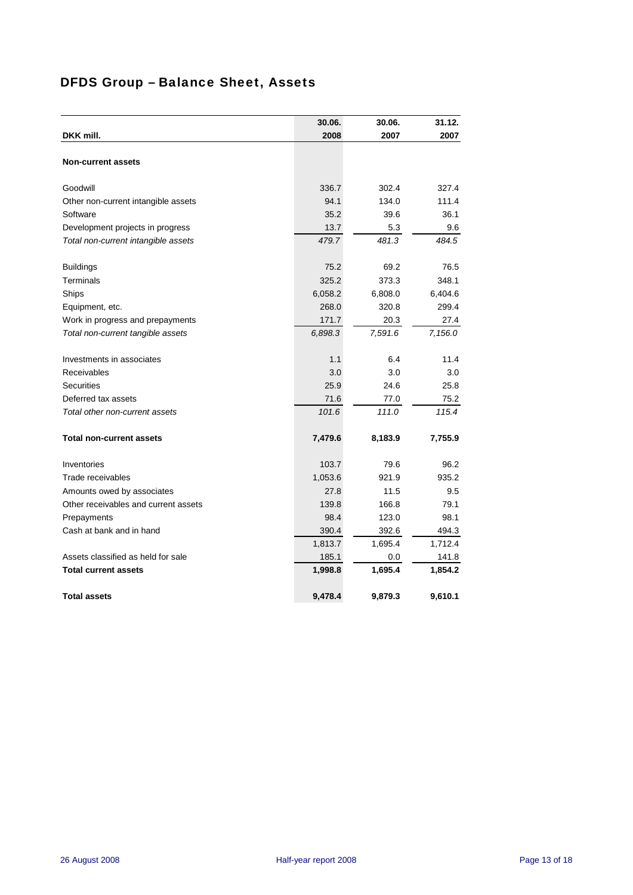## DFDS Group – Balance Sheet, Assets

| DKK mill. | 30.06. 2008 | 30.06. 2007 | 31.12. 2007 |
|---|---|---|---|
| **Non-current assets** | | | |
| Goodwill | 336.7 | 302.4 | 327.4 |
| Other non-current intangible assets | 94.1 | 134.0 | 111.4 |
| Software | 35.2 | 39.6 | 36.1 |
| Development projects in progress | 13.7 | 5.3 | 9.6 |
| *Total non-current intangible assets* | *479.7* | *481.3* | *484.5* |
| Buildings | 75.2 | 69.2 | 76.5 |
| Terminals | 325.2 | 373.3 | 348.1 |
| Ships | 6,058.2 | 6,808.0 | 6,404.6 |
| Equipment, etc. | 268.0 | 320.8 | 299.4 |
| Work in progress and prepayments | 171.7 | 20.3 | 27.4 |
| *Total non-current tangible assets* | *6,898.3* | *7,591.6* | *7,156.0* |
| Investments in associates | 1.1 | 6.4 | 11.4 |
| Receivables | 3.0 | 3.0 | 3.0 |
| Securities | 25.9 | 24.6 | 25.8 |
| Deferred tax assets | 71.6 | 77.0 | 75.2 |
| *Total other non-current assets* | *101.6* | *111.0* | *115.4* |
| **Total non-current assets** | **7,479.6** | **8,183.9** | **7,755.9** |
| Inventories | 103.7 | 79.6 | 96.2 |
| Trade receivables | 1,053.6 | 921.9 | 935.2 |
| Amounts owed by associates | 27.8 | 11.5 | 9.5 |
| Other receivables and current assets | 139.8 | 166.8 | 79.1 |
| Prepayments | 98.4 | 123.0 | 98.1 |
| Cash at bank and in hand | 390.4 | 392.6 | 494.3 |
| | 1,813.7 | 1,695.4 | 1,712.4 |
| Assets classified as held for sale | 185.1 | 0.0 | 141.8 |
| **Total current assets** | **1,998.8** | **1,695.4** | **1,854.2** |
| **Total assets** | **9,478.4** | **9,879.3** | **9,610.1** |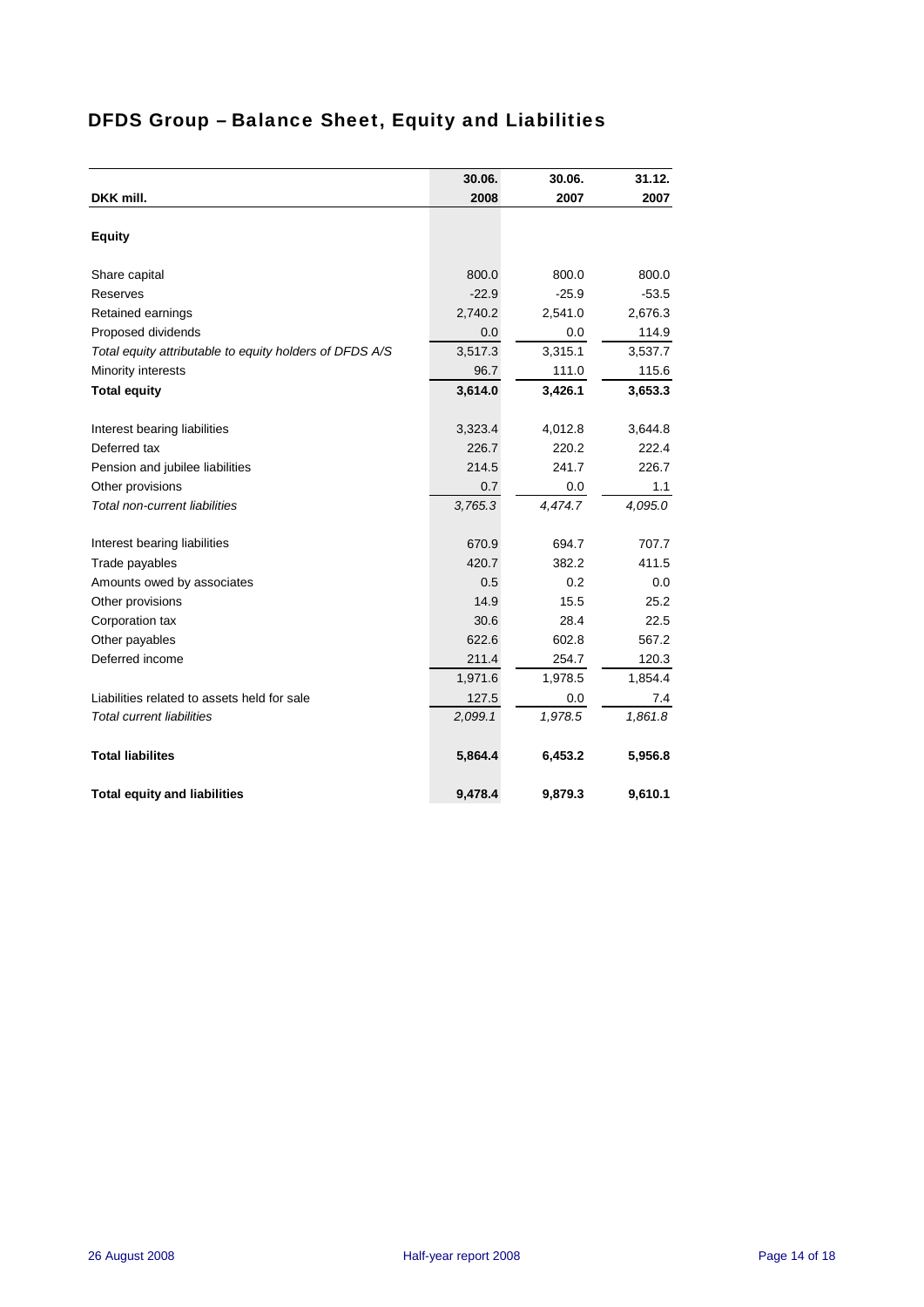# DFDS Group – Balance Sheet, Equity and Liabilities

| DKK mill. | 30.06. 2008 | 30.06. 2007 | 31.12. 2007 |
|---|---|---|---|
| **Equity** | | | |
| Share capital | 800.0 | 800.0 | 800.0 |
| Reserves | -22.9 | -25.9 | -53.5 |
| Retained earnings | 2,740.2 | 2,541.0 | 2,676.3 |
| Proposed dividends | 0.0 | 0.0 | 114.9 |
| *Total equity attributable to equity holders of DFDS A/S* | 3,517.3 | 3,315.1 | 3,537.7 |
| Minority interests | 96.7 | 111.0 | 115.6 |
| **Total equity** | **3,614.0** | **3,426.1** | **3,653.3** |
| Interest bearing liabilities | 3,323.4 | 4,012.8 | 3,644.8 |
| Deferred tax | 226.7 | 220.2 | 222.4 |
| Pension and jubilee liabilities | 214.5 | 241.7 | 226.7 |
| Other provisions | 0.7 | 0.0 | 1.1 |
| *Total non-current liabilities* | *3,765.3* | *4,474.7* | *4,095.0* |
| Interest bearing liabilities | 670.9 | 694.7 | 707.7 |
| Trade payables | 420.7 | 382.2 | 411.5 |
| Amounts owed by associates | 0.5 | 0.2 | 0.0 |
| Other provisions | 14.9 | 15.5 | 25.2 |
| Corporation tax | 30.6 | 28.4 | 22.5 |
| Other payables | 622.6 | 602.8 | 567.2 |
| Deferred income | 211.4 | 254.7 | 120.3 |
| | 1,971.6 | 1,978.5 | 1,854.4 |
| Liabilities related to assets held for sale | 127.5 | 0.0 | 7.4 |
| *Total current liabilities* | *2,099.1* | *1,978.5* | *1,861.8* |
| **Total liabilites** | **5,864.4** | **6,453.2** | **5,956.8** |
| **Total equity and liabilities** | **9,478.4** | **9,879.3** | **9,610.1** |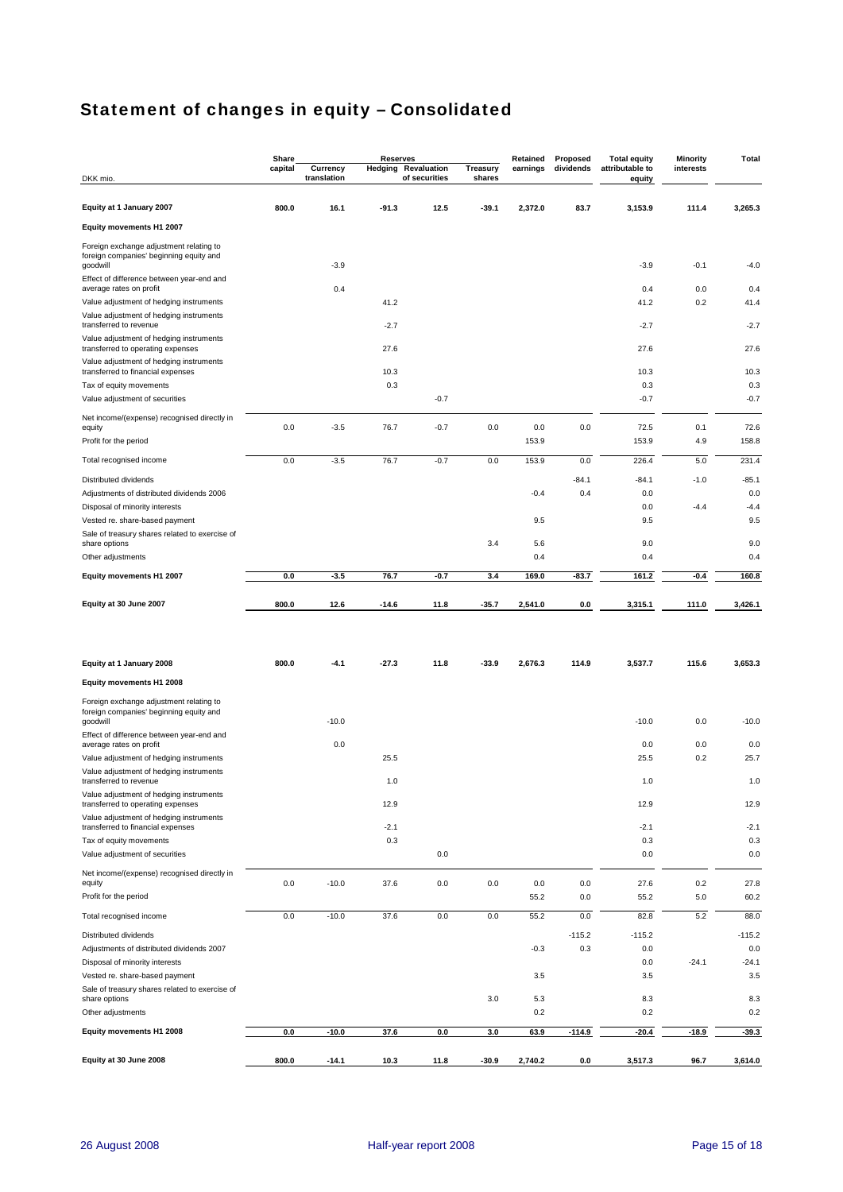# Statement of changes in equity – Consolidated

| DKK mio. | Share capital | Reserves: Currency translation | Reserves: Hedging | Reserves: Revaluation of securities | Treasury shares | Retained earnings | Proposed dividends | Total equity attributable to equity | Minority interests | Total |
|---|---|---|---|---|---|---|---|---|---|---|
| **Equity at 1 January 2007** | **800.0** | **16.1** | **-91.3** | **12.5** | **-39.1** | **2,372.0** | **83.7** | **3,153.9** | **111.4** | **3,265.3** |
| **Equity movements H1 2007** | | | | | | | | | | |
| Foreign exchange adjustment relating to foreign companies' beginning equity and goodwill | | -3.9 | | | | | | -3.9 | -0.1 | -4.0 |
| Effect of difference between year-end and average rates on profit | | 0.4 | | | | | | 0.4 | 0.0 | 0.4 |
| Value adjustment of hedging instruments | | | 41.2 | | | | | 41.2 | 0.2 | 41.4 |
| Value adjustment of hedging instruments transferred to revenue | | | -2.7 | | | | | -2.7 | | -2.7 |
| Value adjustment of hedging instruments transferred to operating expenses | | | 27.6 | | | | | 27.6 | | 27.6 |
| Value adjustment of hedging instruments transferred to financial expenses | | | 10.3 | | | | | 10.3 | | 10.3 |
| Tax of equity movements | | | 0.3 | | | | | 0.3 | | 0.3 |
| Value adjustment of securities | | | | -0.7 | | | | -0.7 | | -0.7 |
| Net income/(expense) recognised directly in equity | 0.0 | -3.5 | 76.7 | -0.7 | 0.0 | 0.0 | 0.0 | 72.5 | 0.1 | 72.6 |
| Profit for the period | | | | | | 153.9 | | 153.9 | 4.9 | 158.8 |
| Total recognised income | 0.0 | -3.5 | 76.7 | -0.7 | 0.0 | 153.9 | 0.0 | 226.4 | 5.0 | 231.4 |
| Distributed dividends | | | | | | | -84.1 | -84.1 | -1.0 | -85.1 |
| Adjustments of distributed dividends 2006 | | | | | | -0.4 | 0.4 | 0.0 | | 0.0 |
| Disposal of minority interests | | | | | | | | 0.0 | -4.4 | -4.4 |
| Vested re. share-based payment | | | | | | 9.5 | | 9.5 | | 9.5 |
| Sale of treasury shares related to exercise of share options | | | | | 3.4 | 5.6 | | 9.0 | | 9.0 |
| Other adjustments | | | | | | 0.4 | | 0.4 | | 0.4 |
| **Equity movements H1 2007** | **0.0** | **-3.5** | **76.7** | **-0.7** | **3.4** | **169.0** | **-83.7** | **161.2** | **-0.4** | **160.8** |
| **Equity at 30 June 2007** | **800.0** | **12.6** | **-14.6** | **11.8** | **-35.7** | **2,541.0** | **0.0** | **3,315.1** | **111.0** | **3,426.1** |
| | | | | | | | | | | |
| **Equity at 1 January 2008** | **800.0** | **-4.1** | **-27.3** | **11.8** | **-33.9** | **2,676.3** | **114.9** | **3,537.7** | **115.6** | **3,653.3** |
| **Equity movements H1 2008** | | | | | | | | | | |
| Foreign exchange adjustment relating to foreign companies' beginning equity and goodwill | | -10.0 | | | | | | -10.0 | 0.0 | -10.0 |
| Effect of difference between year-end and average rates on profit | | 0.0 | | | | | | 0.0 | 0.0 | 0.0 |
| Value adjustment of hedging instruments | | | 25.5 | | | | | 25.5 | 0.2 | 25.7 |
| Value adjustment of hedging instruments transferred to revenue | | | 1.0 | | | | | 1.0 | | 1.0 |
| Value adjustment of hedging instruments transferred to operating expenses | | | 12.9 | | | | | 12.9 | | 12.9 |
| Value adjustment of hedging instruments transferred to financial expenses | | | -2.1 | | | | | -2.1 | | -2.1 |
| Tax of equity movements | | | 0.3 | | | | | 0.3 | | 0.3 |
| Value adjustment of securities | | | | 0.0 | | | | 0.0 | | 0.0 |
| Net income/(expense) recognised directly in equity | 0.0 | -10.0 | 37.6 | 0.0 | 0.0 | 0.0 | 0.0 | 27.6 | 0.2 | 27.8 |
| Profit for the period | | | | | | 55.2 | 0.0 | 55.2 | 5.0 | 60.2 |
| Total recognised income | 0.0 | -10.0 | 37.6 | 0.0 | 0.0 | 55.2 | 0.0 | 82.8 | 5.2 | 88.0 |
| Distributed dividends | | | | | | | -115.2 | -115.2 | | -115.2 |
| Adjustments of distributed dividends 2007 | | | | | | -0.3 | 0.3 | 0.0 | | 0.0 |
| Disposal of minority interests | | | | | | | | 0.0 | -24.1 | -24.1 |
| Vested re. share-based payment | | | | | | 3.5 | | 3.5 | | 3.5 |
| Sale of treasury shares related to exercise of share options | | | | | 3.0 | 5.3 | | 8.3 | | 8.3 |
| Other adjustments | | | | | | 0.2 | | 0.2 | | 0.2 |
| **Equity movements H1 2008** | **0.0** | **-10.0** | **37.6** | **0.0** | **3.0** | **63.9** | **-114.9** | **-20.4** | **-18.9** | **-39.3** |
| **Equity at 30 June 2008** | **800.0** | **-14.1** | **10.3** | **11.8** | **-30.9** | **2,740.2** | **0.0** | **3,517.3** | **96.7** | **3,614.0** |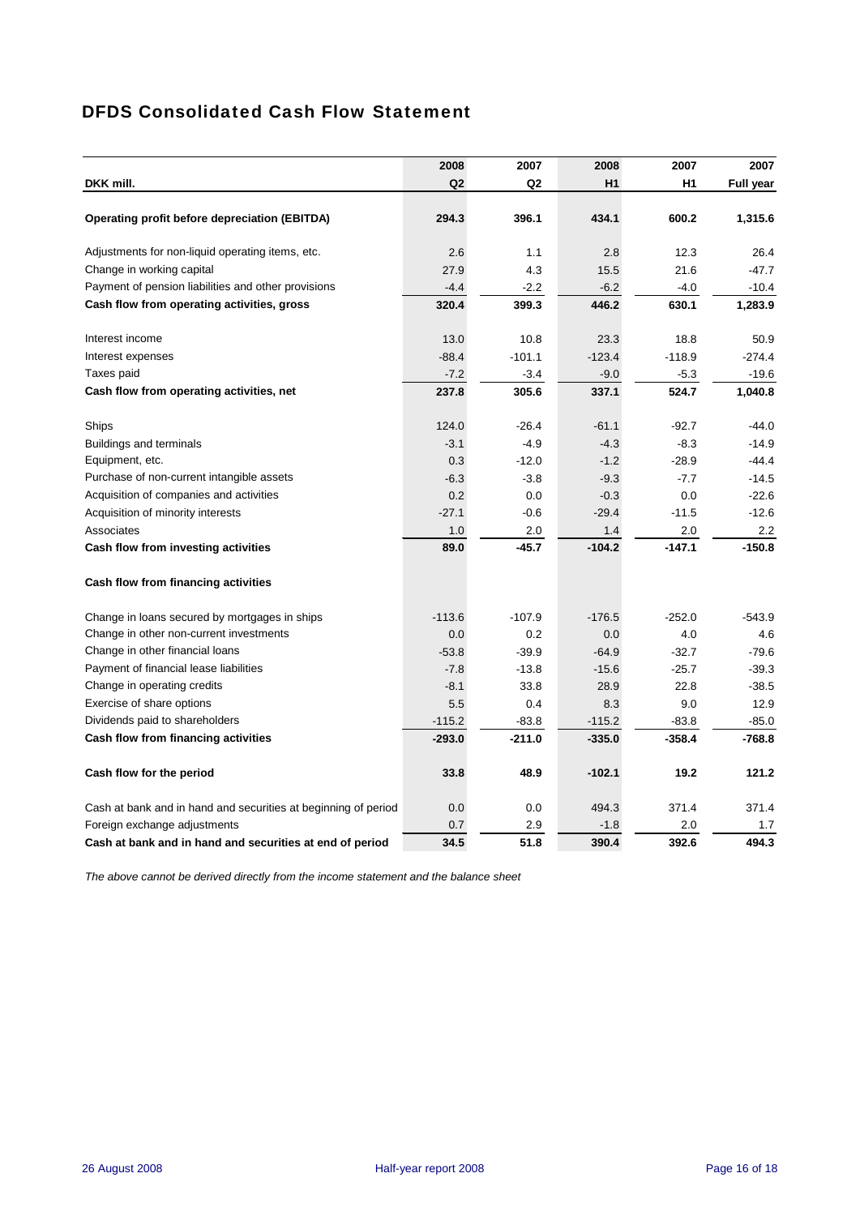# DFDS Consolidated Cash Flow Statement

| DKK mill. | 2008 Q2 | 2007 Q2 | 2008 H1 | 2007 H1 | 2007 Full year |
|---|---|---|---|---|---|
| **Operating profit before depreciation (EBITDA)** | **294.3** | **396.1** | **434.1** | **600.2** | **1,315.6** |
| Adjustments for non-liquid operating items, etc. | 2.6 | 1.1 | 2.8 | 12.3 | 26.4 |
| Change in working capital | 27.9 | 4.3 | 15.5 | 21.6 | -47.7 |
| Payment of pension liabilities and other provisions | -4.4 | -2.2 | -6.2 | -4.0 | -10.4 |
| **Cash flow from operating activities, gross** | **320.4** | **399.3** | **446.2** | **630.1** | **1,283.9** |
| Interest income | 13.0 | 10.8 | 23.3 | 18.8 | 50.9 |
| Interest expenses | -88.4 | -101.1 | -123.4 | -118.9 | -274.4 |
| Taxes paid | -7.2 | -3.4 | -9.0 | -5.3 | -19.6 |
| **Cash flow from operating activities, net** | **237.8** | **305.6** | **337.1** | **524.7** | **1,040.8** |
| Ships | 124.0 | -26.4 | -61.1 | -92.7 | -44.0 |
| Buildings and terminals | -3.1 | -4.9 | -4.3 | -8.3 | -14.9 |
| Equipment, etc. | 0.3 | -12.0 | -1.2 | -28.9 | -44.4 |
| Purchase of non-current intangible assets | -6.3 | -3.8 | -9.3 | -7.7 | -14.5 |
| Acquisition of companies and activities | 0.2 | 0.0 | -0.3 | 0.0 | -22.6 |
| Acquisition of minority interests | -27.1 | -0.6 | -29.4 | -11.5 | -12.6 |
| Associates | 1.0 | 2.0 | 1.4 | 2.0 | 2.2 |
| **Cash flow from investing activities** | **89.0** | **-45.7** | **-104.2** | **-147.1** | **-150.8** |
| **Cash flow from financing activities** | | | | | |
| Change in loans secured by mortgages in ships | -113.6 | -107.9 | -176.5 | -252.0 | -543.9 |
| Change in other non-current investments | 0.0 | 0.2 | 0.0 | 4.0 | 4.6 |
| Change in other financial loans | -53.8 | -39.9 | -64.9 | -32.7 | -79.6 |
| Payment of financial lease liabilities | -7.8 | -13.8 | -15.6 | -25.7 | -39.3 |
| Change in operating credits | -8.1 | 33.8 | 28.9 | 22.8 | -38.5 |
| Exercise of share options | 5.5 | 0.4 | 8.3 | 9.0 | 12.9 |
| Dividends paid to shareholders | -115.2 | -83.8 | -115.2 | -83.8 | -85.0 |
| **Cash flow from financing activities** | **-293.0** | **-211.0** | **-335.0** | **-358.4** | **-768.8** |
| **Cash flow for the period** | **33.8** | **48.9** | **-102.1** | **19.2** | **121.2** |
| Cash at bank and in hand and securities at beginning of period | 0.0 | 0.0 | 494.3 | 371.4 | 371.4 |
| Foreign exchange adjustments | 0.7 | 2.9 | -1.8 | 2.0 | 1.7 |
| **Cash at bank and in hand and securities at end of period** | **34.5** | **51.8** | **390.4** | **392.6** | **494.3** |

*The above cannot be derived directly from the income statement and the balance sheet*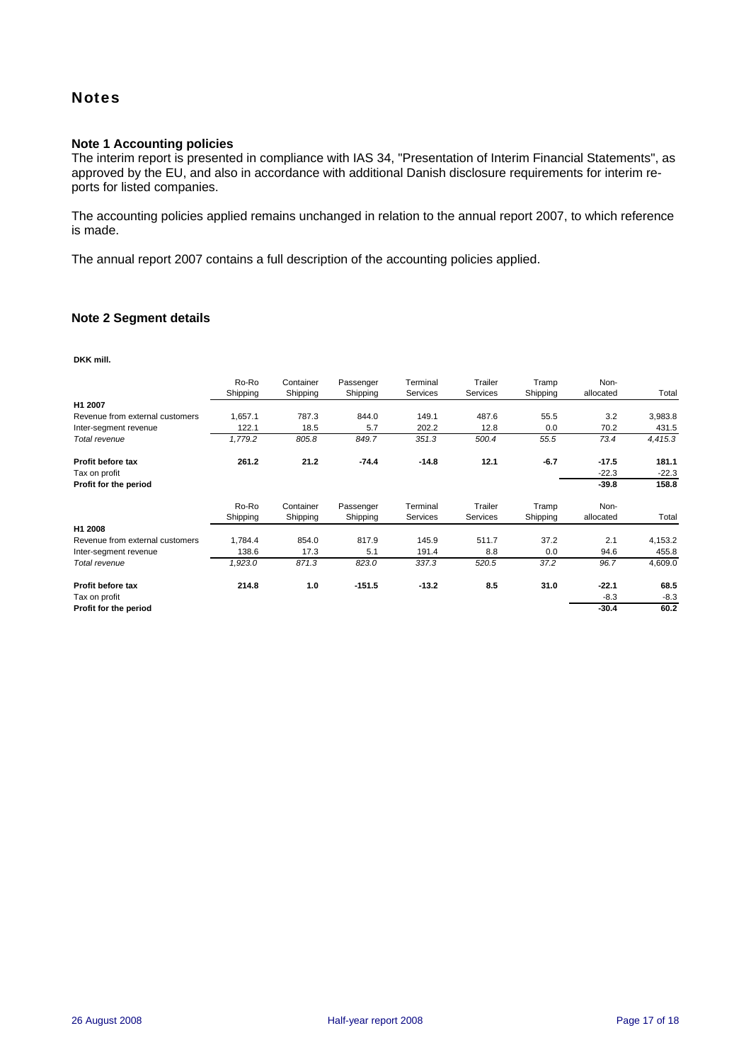# Notes

### Note 1 Accounting policies

The interim report is presented in compliance with IAS 34, "Presentation of Interim Financial Statements", as approved by the EU, and also in accordance with additional Danish disclosure requirements for interim reports for listed companies.

The accounting policies applied remains unchanged in relation to the annual report 2007, to which reference is made.

The annual report 2007 contains a full description of the accounting policies applied.

### Note 2 Segment details

**DKK mill.**

| | Ro-Ro Shipping | Container Shipping | Passenger Shipping | Terminal Services | Trailer Services | Tramp Shipping | Non-allocated | Total |
|---|---|---|---|---|---|---|---|---|
| **H1 2007** | | | | | | | | |
| Revenue from external customers | 1,657.1 | 787.3 | 844.0 | 149.1 | 487.6 | 55.5 | 3.2 | 3,983.8 |
| Inter-segment revenue | 122.1 | 18.5 | 5.7 | 202.2 | 12.8 | 0.0 | 70.2 | 431.5 |
| *Total revenue* | *1,779.2* | *805.8* | *849.7* | *351.3* | *500.4* | *55.5* | *73.4* | *4,415.3* |
| **Profit before tax** | **261.2** | **21.2** | **-74.4** | **-14.8** | **12.1** | **-6.7** | **-17.5** | **181.1** |
| Tax on profit | | | | | | | -22.3 | -22.3 |
| **Profit for the period** | | | | | | | **-39.8** | **158.8** |

| | Ro-Ro Shipping | Container Shipping | Passenger Shipping | Terminal Services | Trailer Services | Tramp Shipping | Non-allocated | Total |
|---|---|---|---|---|---|---|---|---|
| **H1 2008** | | | | | | | | |
| Revenue from external customers | 1,784.4 | 854.0 | 817.9 | 145.9 | 511.7 | 37.2 | 2.1 | 4,153.2 |
| Inter-segment revenue | 138.6 | 17.3 | 5.1 | 191.4 | 8.8 | 0.0 | 94.6 | 455.8 |
| *Total revenue* | *1,923.0* | *871.3* | *823.0* | *337.3* | *520.5* | *37.2* | *96.7* | 4,609.0 |
| **Profit before tax** | **214.8** | **1.0** | **-151.5** | **-13.2** | **8.5** | **31.0** | **-22.1** | **68.5** |
| Tax on profit | | | | | | | -8.3 | -8.3 |
| **Profit for the period** | | | | | | | **-30.4** | **60.2** |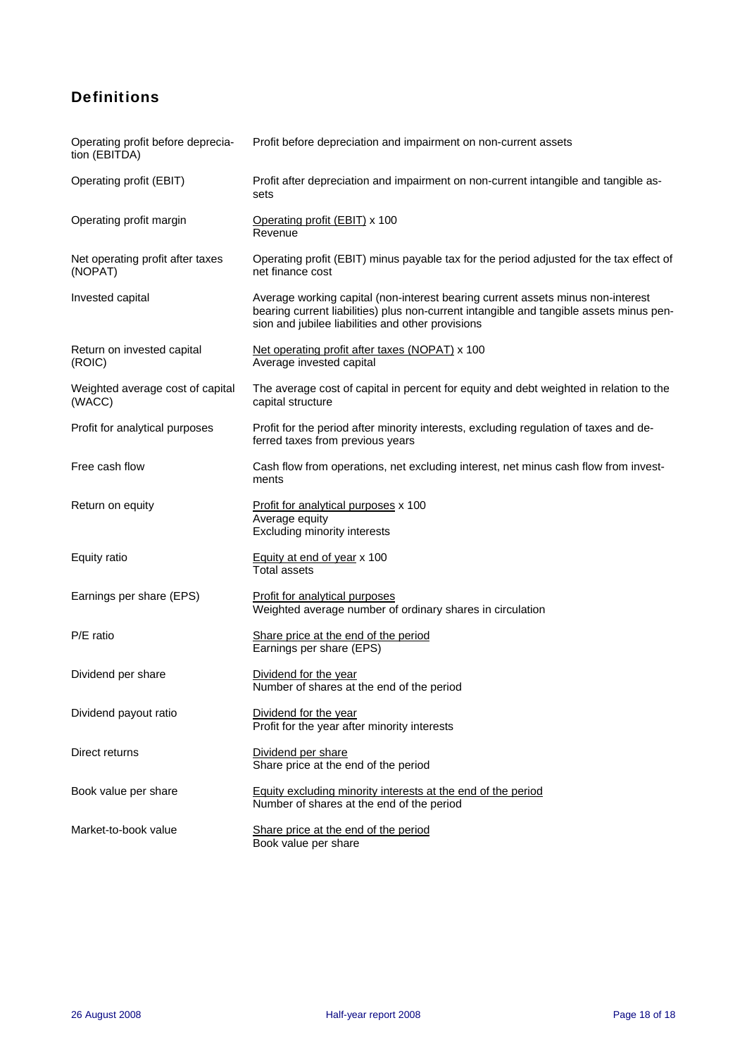## Definitions

| | |
|---|---|
| Operating profit before depreciation (EBITDA) | Profit before depreciation and impairment on non-current assets |
| Operating profit (EBIT) | Profit after depreciation and impairment on non-current intangible and tangible assets |
| Operating profit margin | Operating profit (EBIT) x 100 / Revenue |
| Net operating profit after taxes (NOPAT) | Operating profit (EBIT) minus payable tax for the period adjusted for the tax effect of net finance cost |
| Invested capital | Average working capital (non-interest bearing current assets minus non-interest bearing current liabilities) plus non-current intangible and tangible assets minus pension and jubilee liabilities and other provisions |
| Return on invested capital (ROIC) | Net operating profit after taxes (NOPAT) x 100 / Average invested capital |
| Weighted average cost of capital (WACC) | The average cost of capital in percent for equity and debt weighted in relation to the capital structure |
| Profit for analytical purposes | Profit for the period after minority interests, excluding regulation of taxes and deferred taxes from previous years |
| Free cash flow | Cash flow from operations, net excluding interest, net minus cash flow from investments |
| Return on equity | Profit for analytical purposes x 100 / Average equity Excluding minority interests |
| Equity ratio | Equity at end of year x 100 / Total assets |
| Earnings per share (EPS) | Profit for analytical purposes / Weighted average number of ordinary shares in circulation |
| P/E ratio | Share price at the end of the period / Earnings per share (EPS) |
| Dividend per share | Dividend for the year / Number of shares at the end of the period |
| Dividend payout ratio | Dividend for the year / Profit for the year after minority interests |
| Direct returns | Dividend per share / Share price at the end of the period |
| Book value per share | Equity excluding minority interests at the end of the period / Number of shares at the end of the period |
| Market-to-book value | Share price at the end of the period / Book value per share |